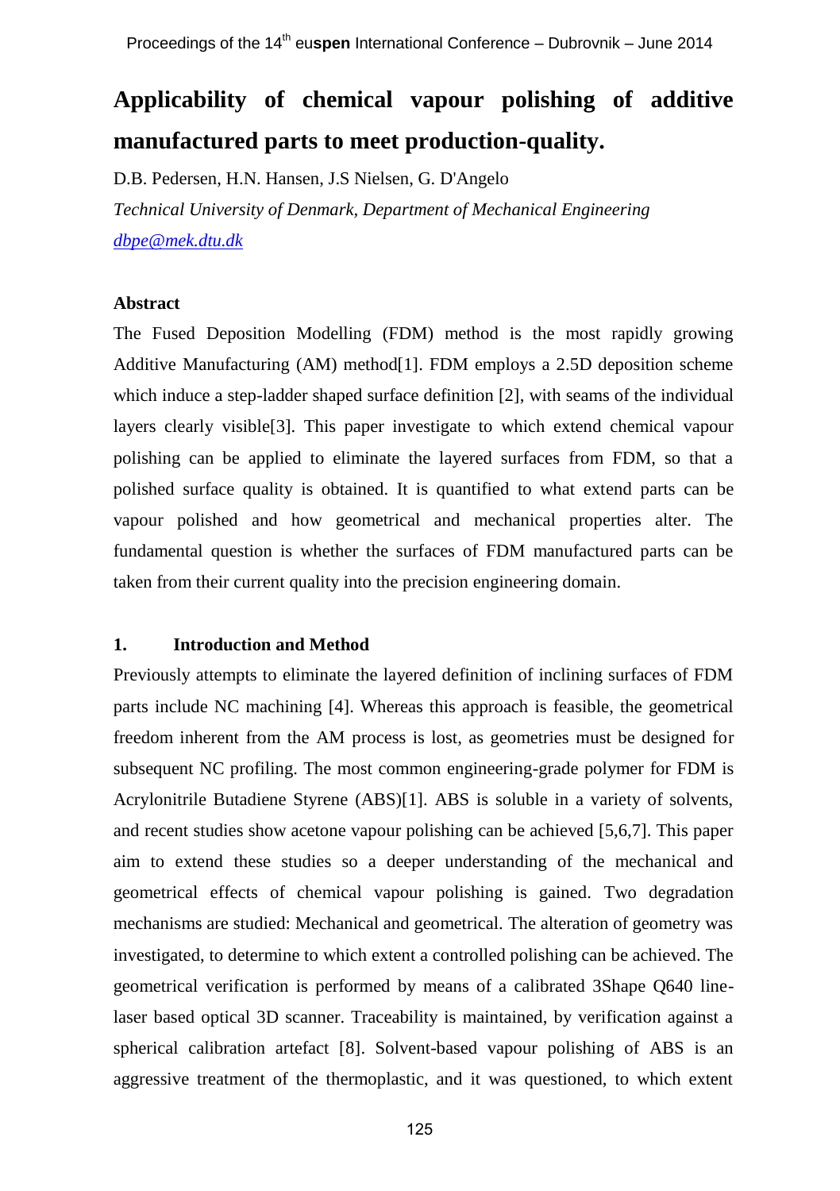# Applicability of chemical vapour polishing of additive manufactured parts to meet production-quality.

D.B. Pedersen, H.N. Hansen, J.S Nielsen, G. D'Angelo

*Technical University of Denmark, Department of Mechanical Engineering*

*dbpe@mek.dtu.dk*

### Abstract

The Fused Deposition Modelling (FDM) method is the most rapidly growing Additive Manufacturing (AM) method[1]. FDM employs a 2.5D deposition scheme which induce a step-ladder shaped surface definition [2], with seams of the individual layers clearly visible[3]. This paper investigate to which extend chemical vapour polishing can be applied to eliminate the layered surfaces from FDM, so that a polished surface quality is obtained. It is quantified to what extend parts can be vapour polished and how geometrical and mechanical properties alter. The fundamental question is whether the surfaces of FDM manufactured parts can be taken from their current quality into the precision engineering domain.

## 1. Introduction and Method

Previously attempts to eliminate the layered definition of inclining surfaces of FDM parts include NC machining [4]. Whereas this approach is feasible, the geometrical freedom inherent from the AM process is lost, as geometries must be designed for subsequent NC profiling. The most common engineering-grade polymer for FDM is Acrylonitrile Butadiene Styrene (ABS)[1]. ABS is soluble in a variety of solvents, and recent studies show acetone vapour polishing can be achieved [5,6,7]. This paper aim to extend these studies so a deeper understanding of the mechanical and geometrical effects of chemical vapour polishing is gained. Two degradation mechanisms are studied: Mechanical and geometrical. The alteration of geometry was investigated, to determine to which extent a controlled polishing can be achieved. The geometrical verification is performed by means of a calibrated 3Shape Q640 line-laser based optical 3D scanner. Traceability is maintained, by verification against a spherical calibration artefact [8]. Solvent-based vapour polishing of ABS is an aggressive treatment of the thermoplastic, and it was questioned, to which extent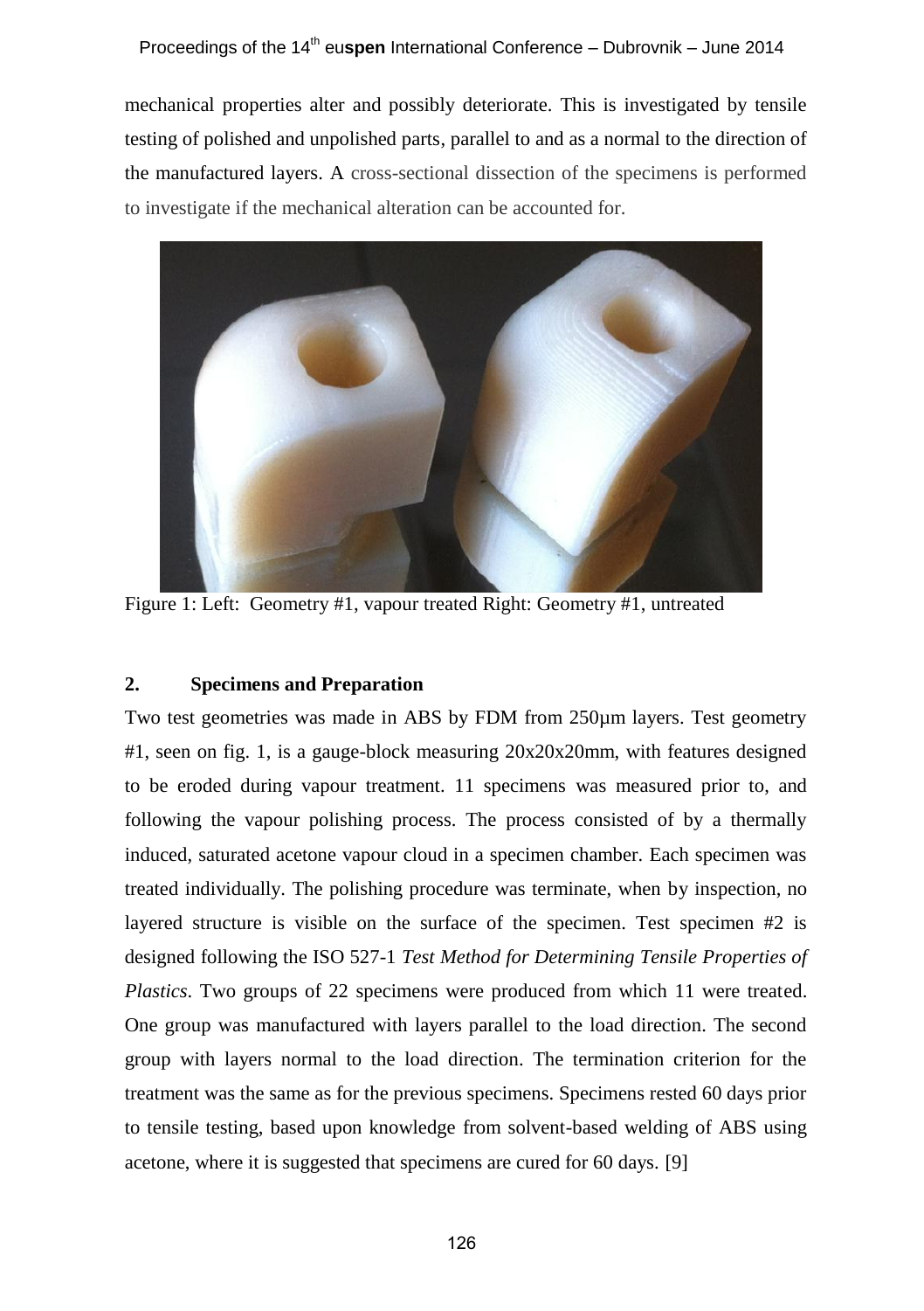mechanical properties alter and possibly deteriorate. This is investigated by tensile testing of polished and unpolished parts, parallel to and as a normal to the direction of the manufactured layers. A cross-sectional dissection of the specimens is performed to investigate if the mechanical alteration can be accounted for.

Figure 1: Left: Geometry #1, vapour treated Right: Geometry #1, untreated

## 2. Specimens and Preparation

Two test geometries was made in ABS by FDM from 250µm layers. Test geometry #1, seen on fig. 1, is a gauge-block measuring 20x20x20mm, with features designed to be eroded during vapour treatment. 11 specimens was measured prior to, and following the vapour polishing process. The process consisted of by a thermally induced, saturated acetone vapour cloud in a specimen chamber. Each specimen was treated individually. The polishing procedure was terminate, when by inspection, no layered structure is visible on the surface of the specimen. Test specimen #2 is designed following the ISO 527-1 *Test Method for Determining Tensile Properties of Plastics*. Two groups of 22 specimens were produced from which 11 were treated. One group was manufactured with layers parallel to the load direction. The second group with layers normal to the load direction. The termination criterion for the treatment was the same as for the previous specimens. Specimens rested 60 days prior to tensile testing, based upon knowledge from solvent-based welding of ABS using acetone, where it is suggested that specimens are cured for 60 days. [9]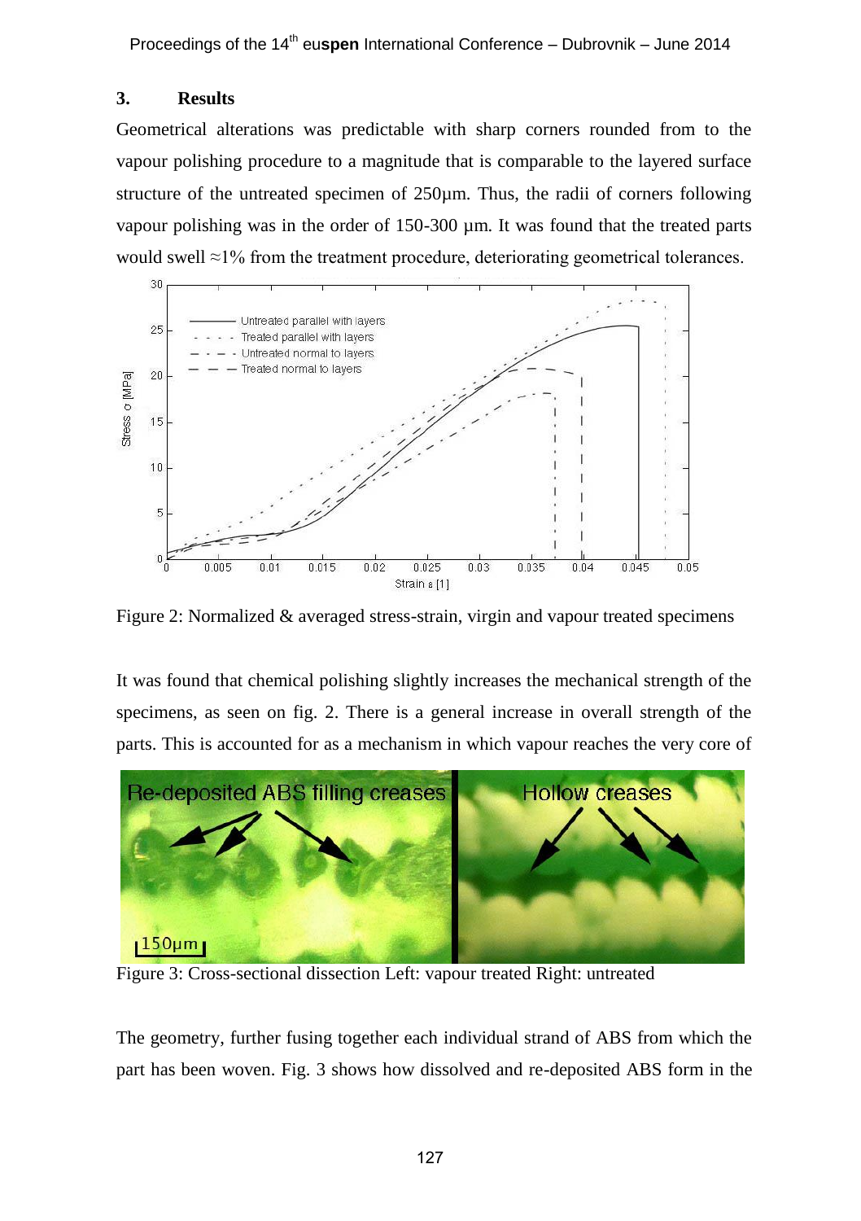## 3. Results

Geometrical alterations was predictable with sharp corners rounded from to the vapour polishing procedure to a magnitude that is comparable to the layered surface structure of the untreated specimen of 250µm. Thus, the radii of corners following vapour polishing was in the order of 150-300 µm. It was found that the treated parts would swell ≈1% from the treatment procedure, deteriorating geometrical tolerances.

Figure 2: Normalized & averaged stress-strain, virgin and vapour treated specimens

It was found that chemical polishing slightly increases the mechanical strength of the specimens, as seen on fig. 2. There is a general increase in overall strength of the parts. This is accounted for as a mechanism in which vapour reaches the very core of

Figure 3: Cross-sectional dissection Left: vapour treated Right: untreated

The geometry, further fusing together each individual strand of ABS from which the part has been woven. Fig. 3 shows how dissolved and re-deposited ABS form in the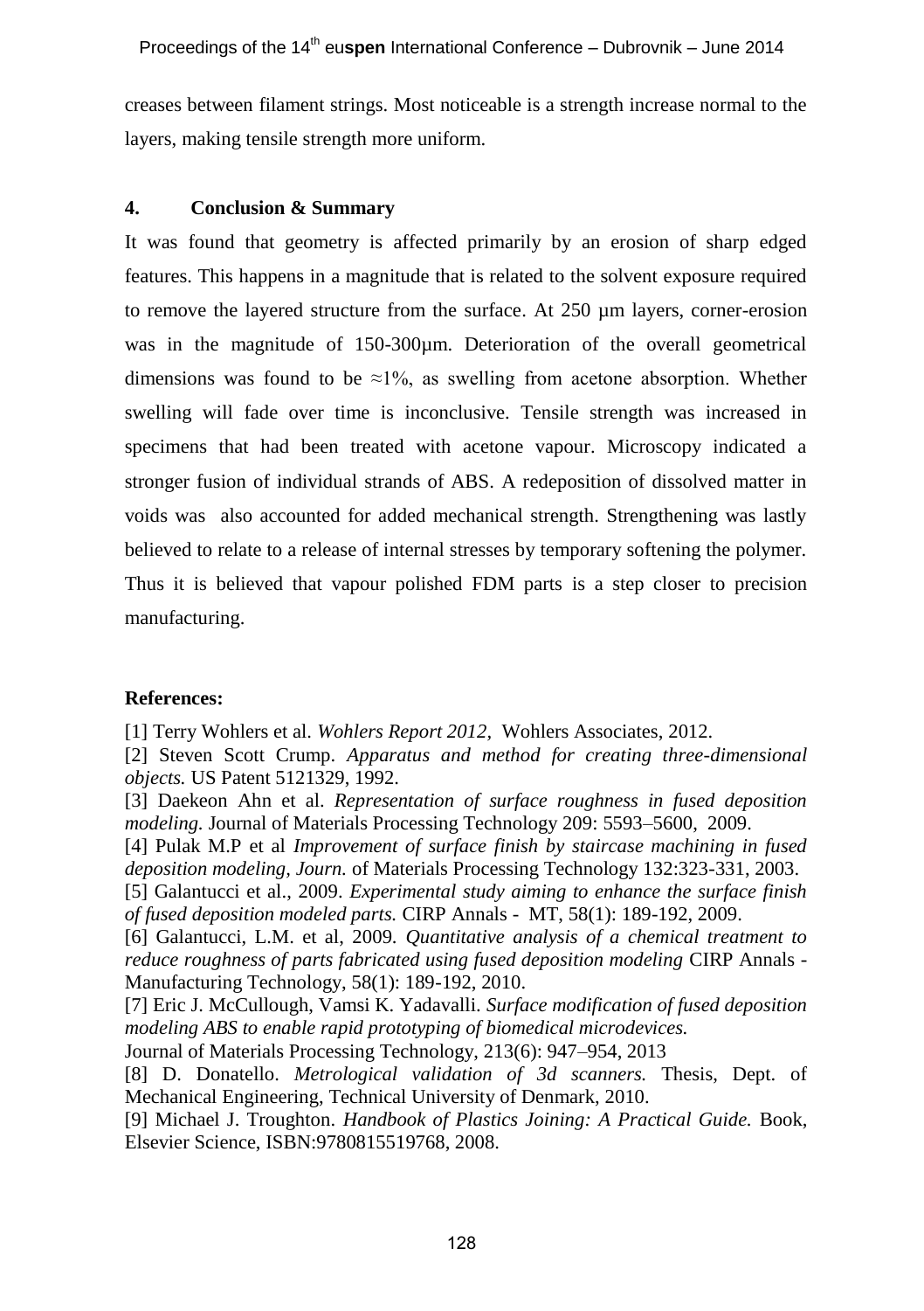creases between filament strings. Most noticeable is a strength increase normal to the layers, making tensile strength more uniform.

## 4. Conclusion & Summary

It was found that geometry is affected primarily by an erosion of sharp edged features. This happens in a magnitude that is related to the solvent exposure required to remove the layered structure from the surface. At 250 µm layers, corner-erosion was in the magnitude of 150-300µm. Deterioration of the overall geometrical dimensions was found to be ≈1%, as swelling from acetone absorption. Whether swelling will fade over time is inconclusive. Tensile strength was increased in specimens that had been treated with acetone vapour. Microscopy indicated a stronger fusion of individual strands of ABS. A redeposition of dissolved matter in voids was also accounted for added mechanical strength. Strengthening was lastly believed to relate to a release of internal stresses by temporary softening the polymer. Thus it is believed that vapour polished FDM parts is a step closer to precision manufacturing.

**References:**

[1] Terry Wohlers et al. *Wohlers Report 2012*, Wohlers Associates, 2012.

[2] Steven Scott Crump. *Apparatus and method for creating three-dimensional objects.* US Patent 5121329, 1992.

[3] Daekeon Ahn et al. *Representation of surface roughness in fused deposition modeling.* Journal of Materials Processing Technology 209: 5593–5600, 2009.

[4] Pulak M.P et al *Improvement of surface finish by staircase machining in fused deposition modeling, Journ.* of Materials Processing Technology 132:323-331, 2003.

[5] Galantucci et al., 2009. *Experimental study aiming to enhance the surface finish of fused deposition modeled parts.* CIRP Annals - MT, 58(1): 189-192, 2009.

[6] Galantucci, L.M. et al, 2009. *Quantitative analysis of a chemical treatment to reduce roughness of parts fabricated using fused deposition modeling* CIRP Annals - Manufacturing Technology, 58(1): 189-192, 2010.

[7] Eric J. McCullough, Vamsi K. Yadavalli. *Surface modification of fused deposition modeling ABS to enable rapid prototyping of biomedical microdevices.* Journal of Materials Processing Technology, 213(6): 947–954, 2013

[8] D. Donatello. *Metrological validation of 3d scanners.* Thesis, Dept. of Mechanical Engineering, Technical University of Denmark, 2010.

[9] Michael J. Troughton. *Handbook of Plastics Joining: A Practical Guide.* Book, Elsevier Science, ISBN:9780815519768, 2008.